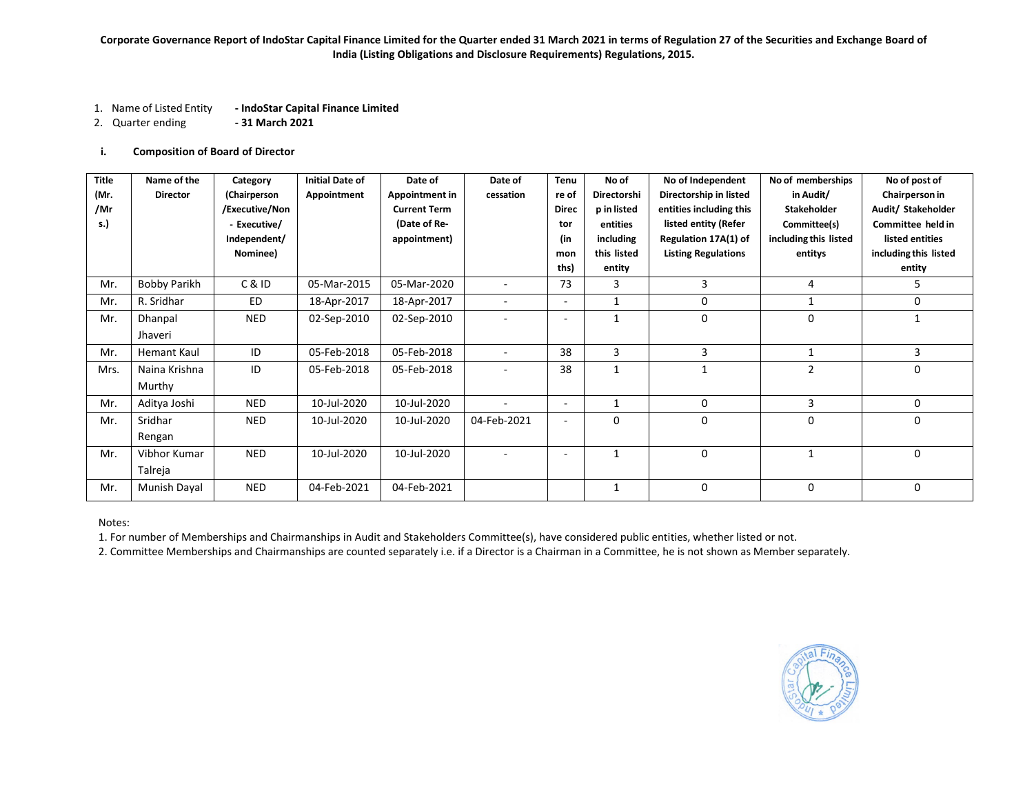**Corporate Governance Report of IndoStar Capital Finance Limited for the Quarter ended 31 March 2021 in terms of Regulation 27 of the Securities and Exchange Board of India (Listing Obligations and Disclosure Requirements) Regulations, 2015.**

1. Name of Listed Entity **- IndoStar Capital Finance Limited**
2. Quarter ending **- 31 March 2021**

**i. Composition of Board of Director**

| Title (Mr. /Mrs.) | Name of the Director | Category (Chairperson /Executive/Non - Executive/ Independent/ Nominee) | Initial Date of Appointment | Date of Appointment in Current Term (Date of Re-appointment) | Date of cessation | Tenure of Director (in months) | No of Directorship in listed entities including this listed entity | No of Independent Directorship in listed entities including this listed entity (Refer Regulation 17A(1) of Listing Regulations | No of memberships in Audit/ Stakeholder Committee(s) including this listed entitys | No of post of Chairperson in Audit/ Stakeholder Committee held in listed entities including this listed entity |
|---|---|---|---|---|---|---|---|---|---|---|
| Mr. | Bobby Parikh | C & ID | 05-Mar-2015 | 05-Mar-2020 | - | 73 | 3 | 3 | 4 | 5 |
| Mr. | R. Sridhar | ED | 18-Apr-2017 | 18-Apr-2017 | - | - | 1 | 0 | 1 | 0 |
| Mr. | Dhanpal Jhaveri | NED | 02-Sep-2010 | 02-Sep-2010 | - | - | 1 | 0 | 0 | 1 |
| Mr. | Hemant Kaul | ID | 05-Feb-2018 | 05-Feb-2018 | - | 38 | 3 | 3 | 1 | 3 |
| Mrs. | Naina Krishna Murthy | ID | 05-Feb-2018 | 05-Feb-2018 | - | 38 | 1 | 1 | 2 | 0 |
| Mr. | Aditya Joshi | NED | 10-Jul-2020 | 10-Jul-2020 | - | - | 1 | 0 | 3 | 0 |
| Mr. | Sridhar Rengan | NED | 10-Jul-2020 | 10-Jul-2020 | 04-Feb-2021 | - | 0 | 0 | 0 | 0 |
| Mr. | Vibhor Kumar Talreja | NED | 10-Jul-2020 | 10-Jul-2020 | - | - | 1 | 0 | 1 | 0 |
| Mr. | Munish Dayal | NED | 04-Feb-2021 | 04-Feb-2021 | | | 1 | 0 | 0 | 0 |

Notes:

1. For number of Memberships and Chairmanships in Audit and Stakeholders Committee(s), have considered public entities, whether listed or not.
2. Committee Memberships and Chairmanships are counted separately i.e. if a Director is a Chairman in a Committee, he is not shown as Member separately.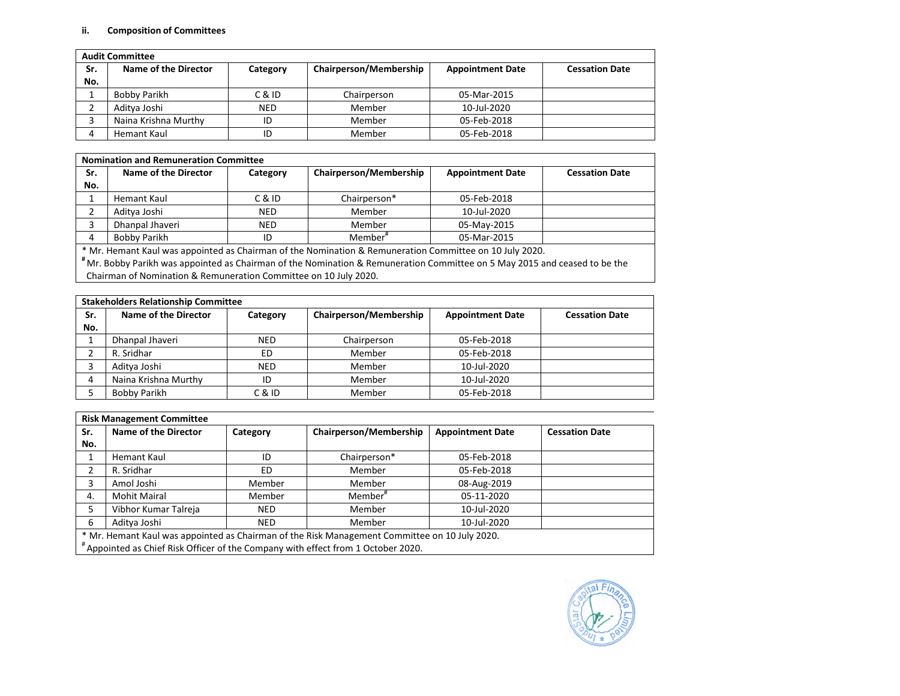**ii. Composition of Committees**

| Audit Committee | | | | | |
|---|---|---|---|---|---|
| Sr. No. | Name of the Director | Category | Chairperson/Membership | Appointment Date | Cessation Date |
| 1 | Bobby Parikh | C & ID | Chairperson | 05-Mar-2015 | |
| 2 | Aditya Joshi | NED | Member | 10-Jul-2020 | |
| 3 | Naina Krishna Murthy | ID | Member | 05-Feb-2018 | |
| 4 | Hemant Kaul | ID | Member | 05-Feb-2018 | |

| Nomination and Remuneration Committee | | | | | |
|---|---|---|---|---|---|
| Sr. No. | Name of the Director | Category | Chairperson/Membership | Appointment Date | Cessation Date |
| 1 | Hemant Kaul | C & ID | Chairperson* | 05-Feb-2018 | |
| 2 | Aditya Joshi | NED | Member | 10-Jul-2020 | |
| 3 | Dhanpal Jhaveri | NED | Member | 05-May-2015 | |
| 4 | Bobby Parikh | ID | Member# | 05-Mar-2015 | |

\* Mr. Hemant Kaul was appointed as Chairman of the Nomination & Remuneration Committee on 10 July 2020.
\# Mr. Bobby Parikh was appointed as Chairman of the Nomination & Remuneration Committee on 5 May 2015 and ceased to be the Chairman of Nomination & Remuneration Committee on 10 July 2020.

| Stakeholders Relationship Committee | | | | | |
|---|---|---|---|---|---|
| Sr. No. | Name of the Director | Category | Chairperson/Membership | Appointment Date | Cessation Date |
| 1 | Dhanpal Jhaveri | NED | Chairperson | 05-Feb-2018 | |
| 2 | R. Sridhar | ED | Member | 05-Feb-2018 | |
| 3 | Aditya Joshi | NED | Member | 10-Jul-2020 | |
| 4 | Naina Krishna Murthy | ID | Member | 10-Jul-2020 | |
| 5 | Bobby Parikh | C & ID | Member | 05-Feb-2018 | |

| Risk Management Committee | | | | | |
|---|---|---|---|---|---|
| Sr. No. | Name of the Director | Category | Chairperson/Membership | Appointment Date | Cessation Date |
| 1 | Hemant Kaul | ID | Chairperson* | 05-Feb-2018 | |
| 2 | R. Sridhar | ED | Member | 05-Feb-2018 | |
| 3 | Amol Joshi | Member | Member | 08-Aug-2019 | |
| 4. | Mohit Mairal | Member | Member# | 05-11-2020 | |
| 5 | Vibhor Kumar Talreja | NED | Member | 10-Jul-2020 | |
| 6 | Aditya Joshi | NED | Member | 10-Jul-2020 | |

\* Mr. Hemant Kaul was appointed as Chairman of the Risk Management Committee on 10 July 2020.
\# Appointed as Chief Risk Officer of the Company with effect from 1 October 2020.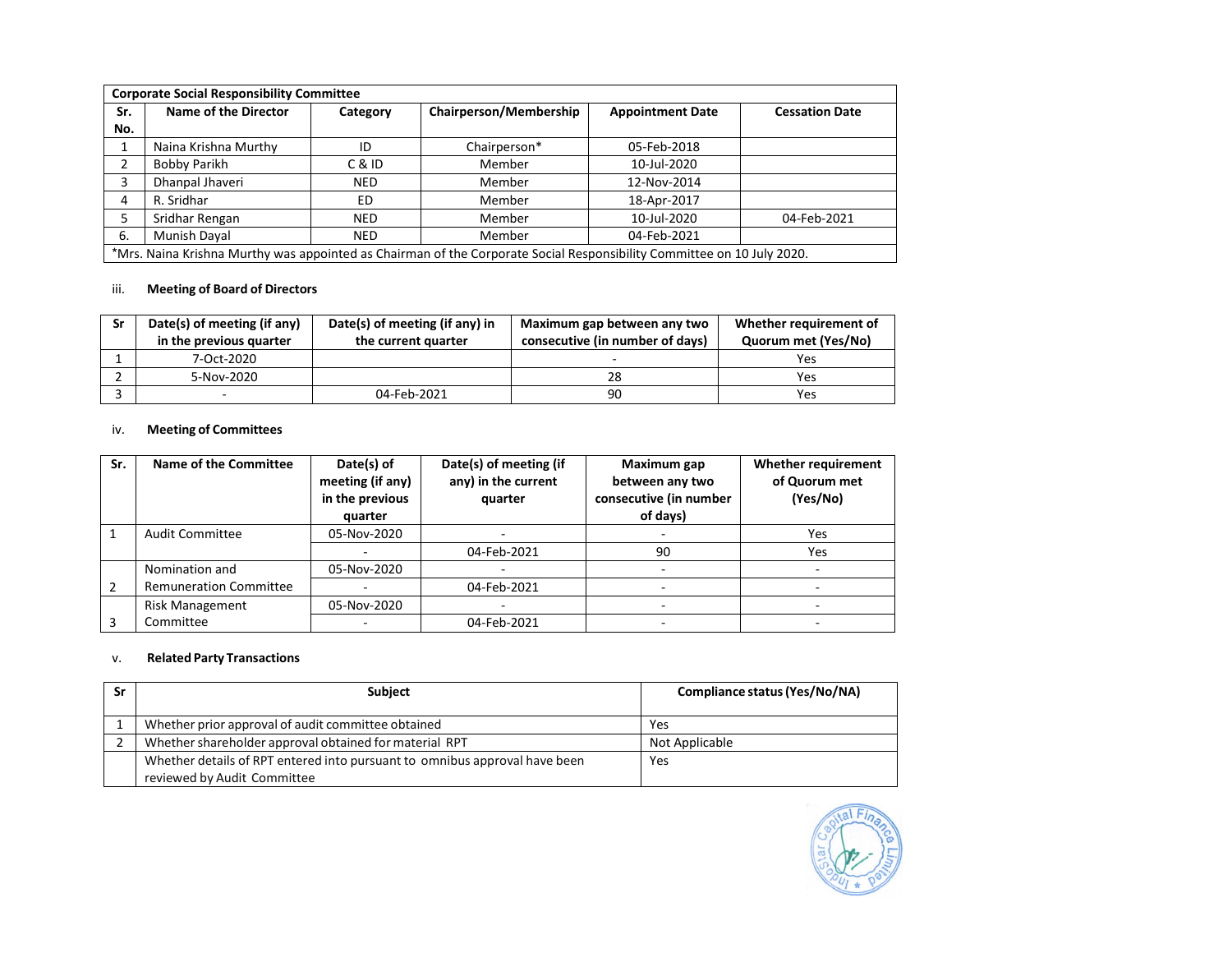| Corporate Social Responsibility Committee | | | | | |
|---|---|---|---|---|---|
| Sr. No. | Name of the Director | Category | Chairperson/Membership | Appointment Date | Cessation Date |
| 1 | Naina Krishna Murthy | ID | Chairperson* | 05-Feb-2018 | |
| 2 | Bobby Parikh | C & ID | Member | 10-Jul-2020 | |
| 3 | Dhanpal Jhaveri | NED | Member | 12-Nov-2014 | |
| 4 | R. Sridhar | ED | Member | 18-Apr-2017 | |
| 5 | Sridhar Rengan | NED | Member | 10-Jul-2020 | 04-Feb-2021 |
| 6. | Munish Dayal | NED | Member | 04-Feb-2021 | |

*Mrs. Naina Krishna Murthy was appointed as Chairman of the Corporate Social Responsibility Committee on 10 July 2020.

iii. **Meeting of Board of Directors**

| Sr | Date(s) of meeting (if any) in the previous quarter | Date(s) of meeting (if any) in the current quarter | Maximum gap between any two consecutive (in number of days) | Whether requirement of Quorum met (Yes/No) |
|---|---|---|---|---|
| 1 | 7-Oct-2020 | | - | Yes |
| 2 | 5-Nov-2020 | | 28 | Yes |
| 3 | - | 04-Feb-2021 | 90 | Yes |

iv. **Meeting of Committees**

| Sr. | Name of the Committee | Date(s) of meeting (if any) in the previous quarter | Date(s) of meeting (if any) in the current quarter | Maximum gap between any two consecutive (in number of days) | Whether requirement of Quorum met (Yes/No) |
|---|---|---|---|---|---|
| 1 | Audit Committee | 05-Nov-2020 | - | - | Yes |
| | | - | 04-Feb-2021 | 90 | Yes |
| 2 | Nomination and Remuneration Committee | 05-Nov-2020 | - | - | - |
| | | - | 04-Feb-2021 | - | - |
| 3 | Risk Management Committee | 05-Nov-2020 | - | - | - |
| | | - | 04-Feb-2021 | - | - |

v. **Related Party Transactions**

| Sr | Subject | Compliance status (Yes/No/NA) |
|---|---|---|
| 1 | Whether prior approval of audit committee obtained | Yes |
| 2 | Whether shareholder approval obtained for material RPT | Not Applicable |
| | Whether details of RPT entered into pursuant to omnibus approval have been reviewed by Audit Committee | Yes |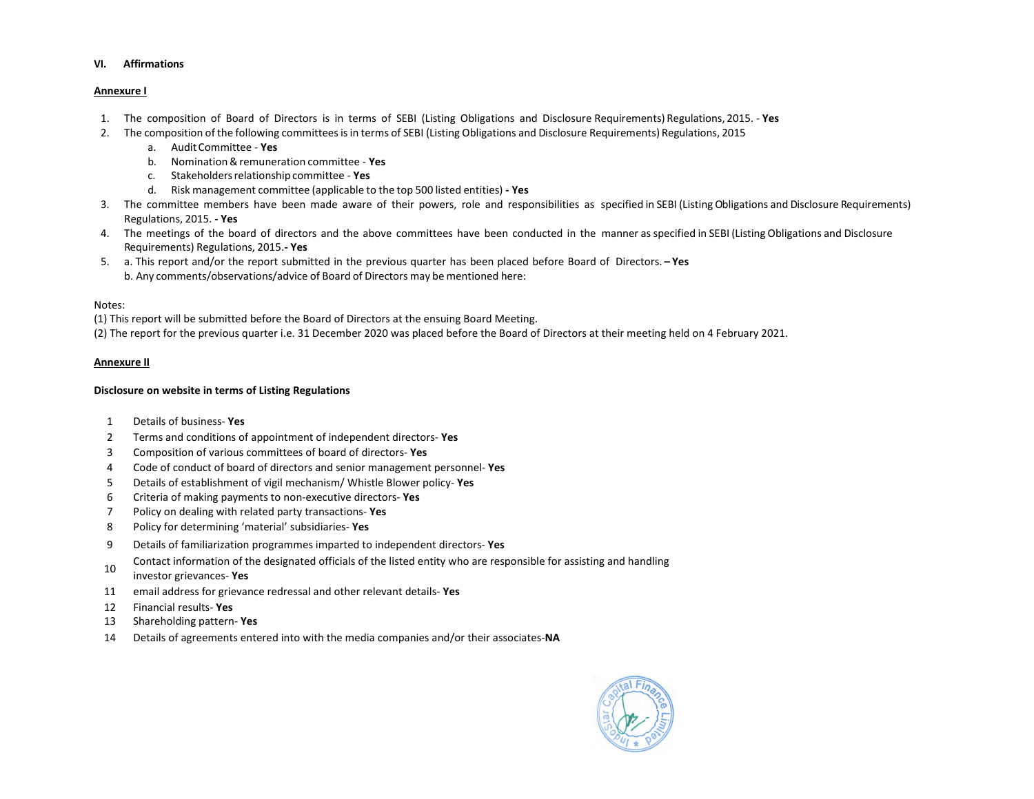## VI. Affirmations

**Annexure I**

1. The composition of Board of Directors is in terms of SEBI (Listing Obligations and Disclosure Requirements) Regulations, 2015. - **Yes**
2. The composition of the following committees is in terms of SEBI (Listing Obligations and Disclosure Requirements) Regulations, 2015
   a. Audit Committee - **Yes**
   b. Nomination & remuneration committee - **Yes**
   c. Stakeholders relationship committee - **Yes**
   d. Risk management committee (applicable to the top 500 listed entities) **- Yes**
3. The committee members have been made aware of their powers, role and responsibilities as specified in SEBI (Listing Obligations and Disclosure Requirements) Regulations, 2015. **- Yes**
4. The meetings of the board of directors and the above committees have been conducted in the manner as specified in SEBI (Listing Obligations and Disclosure Requirements) Regulations, 2015.**- Yes**
5. a. This report and/or the report submitted in the previous quarter has been placed before Board of Directors. **– Yes**
   b. Any comments/observations/advice of Board of Directors may be mentioned here:

Notes:
(1) This report will be submitted before the Board of Directors at the ensuing Board Meeting.
(2) The report for the previous quarter i.e. 31 December 2020 was placed before the Board of Directors at their meeting held on 4 February 2021.

**Annexure II**

**Disclosure on website in terms of Listing Regulations**

1. Details of business- **Yes**
2. Terms and conditions of appointment of independent directors- **Yes**
3. Composition of various committees of board of directors- **Yes**
4. Code of conduct of board of directors and senior management personnel- **Yes**
5. Details of establishment of vigil mechanism/ Whistle Blower policy- **Yes**
6. Criteria of making payments to non-executive directors- **Yes**
7. Policy on dealing with related party transactions- **Yes**
8. Policy for determining 'material' subsidiaries- **Yes**
9. Details of familiarization programmes imparted to independent directors- **Yes**
10. Contact information of the designated officials of the listed entity who are responsible for assisting and handling investor grievances- **Yes**
11. email address for grievance redressal and other relevant details- **Yes**
12. Financial results- **Yes**
13. Shareholding pattern- **Yes**
14. Details of agreements entered into with the media companies and/or their associates-**NA**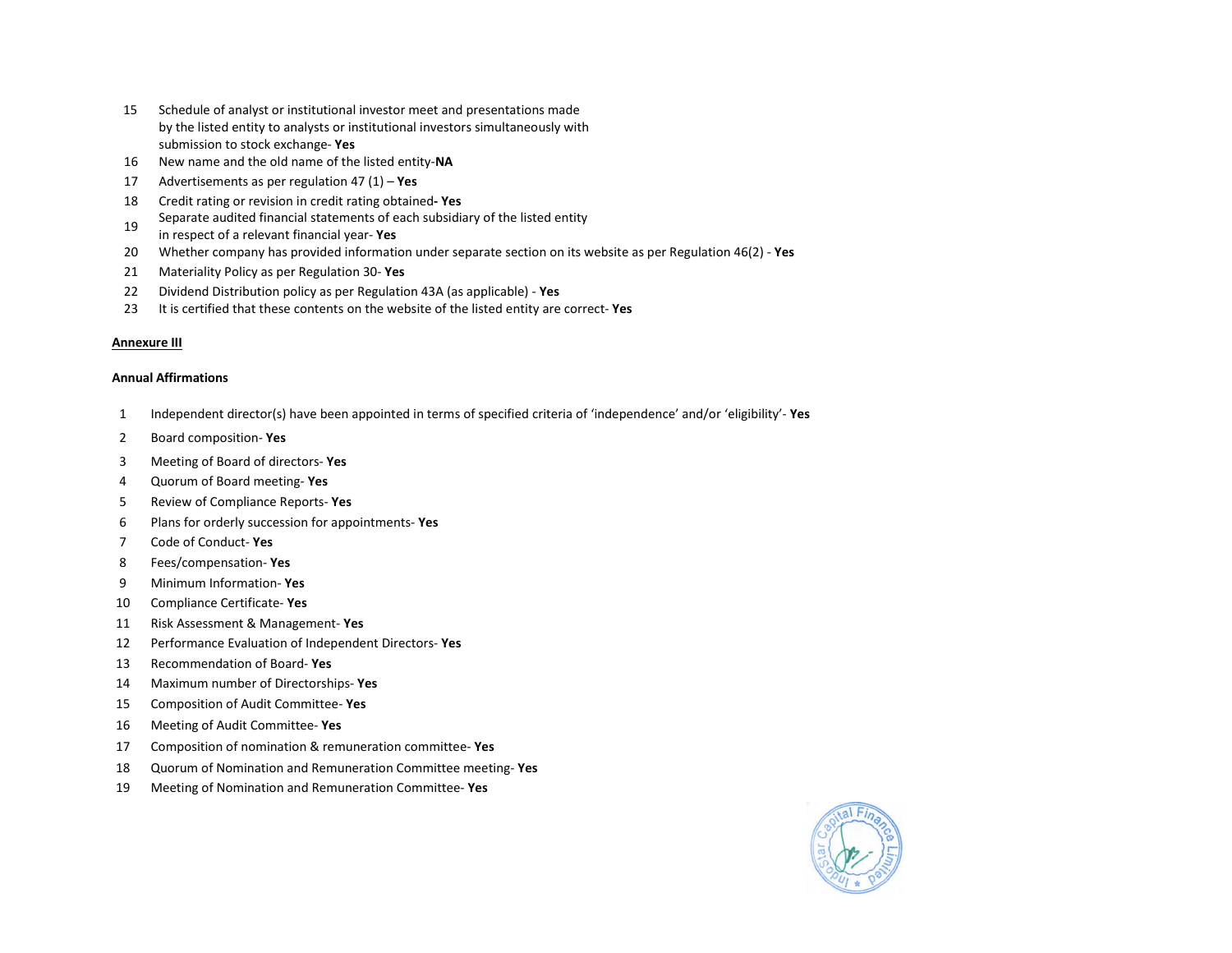15 Schedule of analyst or institutional investor meet and presentations made by the listed entity to analysts or institutional investors simultaneously with submission to stock exchange- **Yes**

16 New name and the old name of the listed entity-**NA**

17 Advertisements as per regulation 47 (1) – **Yes**

18 Credit rating or revision in credit rating obtained**- Yes**

19 Separate audited financial statements of each subsidiary of the listed entity in respect of a relevant financial year- **Yes**

20 Whether company has provided information under separate section on its website as per Regulation 46(2) - **Yes**

21 Materiality Policy as per Regulation 30- **Yes**

22 Dividend Distribution policy as per Regulation 43A (as applicable) - **Yes**

23 It is certified that these contents on the website of the listed entity are correct- **Yes**

**Annexure III**

**Annual Affirmations**

1 Independent director(s) have been appointed in terms of specified criteria of 'independence' and/or 'eligibility'- **Yes**

2 Board composition- **Yes**

3 Meeting of Board of directors- **Yes**

4 Quorum of Board meeting- **Yes**

5 Review of Compliance Reports- **Yes**

6 Plans for orderly succession for appointments- **Yes**

7 Code of Conduct- **Yes**

8 Fees/compensation- **Yes**

9 Minimum Information- **Yes**

10 Compliance Certificate- **Yes**

11 Risk Assessment & Management- **Yes**

12 Performance Evaluation of Independent Directors- **Yes**

13 Recommendation of Board- **Yes**

14 Maximum number of Directorships- **Yes**

15 Composition of Audit Committee- **Yes**

16 Meeting of Audit Committee- **Yes**

17 Composition of nomination & remuneration committee- **Yes**

18 Quorum of Nomination and Remuneration Committee meeting- **Yes**

19 Meeting of Nomination and Remuneration Committee- **Yes**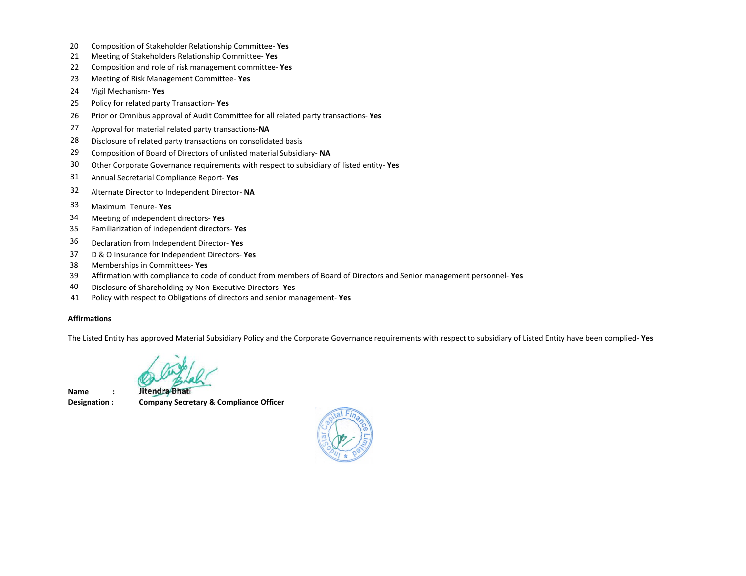20 Composition of Stakeholder Relationship Committee- **Yes**
21 Meeting of Stakeholders Relationship Committee- **Yes**
22 Composition and role of risk management committee- **Yes**
23 Meeting of Risk Management Committee- **Yes**
24 Vigil Mechanism- **Yes**
25 Policy for related party Transaction- **Yes**
26 Prior or Omnibus approval of Audit Committee for all related party transactions- **Yes**
27 Approval for material related party transactions-**NA**
28 Disclosure of related party transactions on consolidated basis
29 Composition of Board of Directors of unlisted material Subsidiary- **NA**
30 Other Corporate Governance requirements with respect to subsidiary of listed entity- **Yes**
31 Annual Secretarial Compliance Report- **Yes**
32 Alternate Director to Independent Director- **NA**
33 Maximum Tenure- **Yes**
34 Meeting of independent directors- **Yes**
35 Familiarization of independent directors- **Yes**
36 Declaration from Independent Director- **Yes**
37 D & O Insurance for Independent Directors- **Yes**
38 Memberships in Committees- **Yes**
39 Affirmation with compliance to code of conduct from members of Board of Directors and Senior management personnel- **Yes**
40 Disclosure of Shareholding by Non-Executive Directors- **Yes**
41 Policy with respect to Obligations of directors and senior management- **Yes**

**Affirmations**

The Listed Entity has approved Material Subsidiary Policy and the Corporate Governance requirements with respect to subsidiary of Listed Entity have been complied- **Yes**

**Name :** **Jitendra Bhati**
**Designation :** **Company Secretary & Compliance Officer**

IndoStar Capital Finance Limited